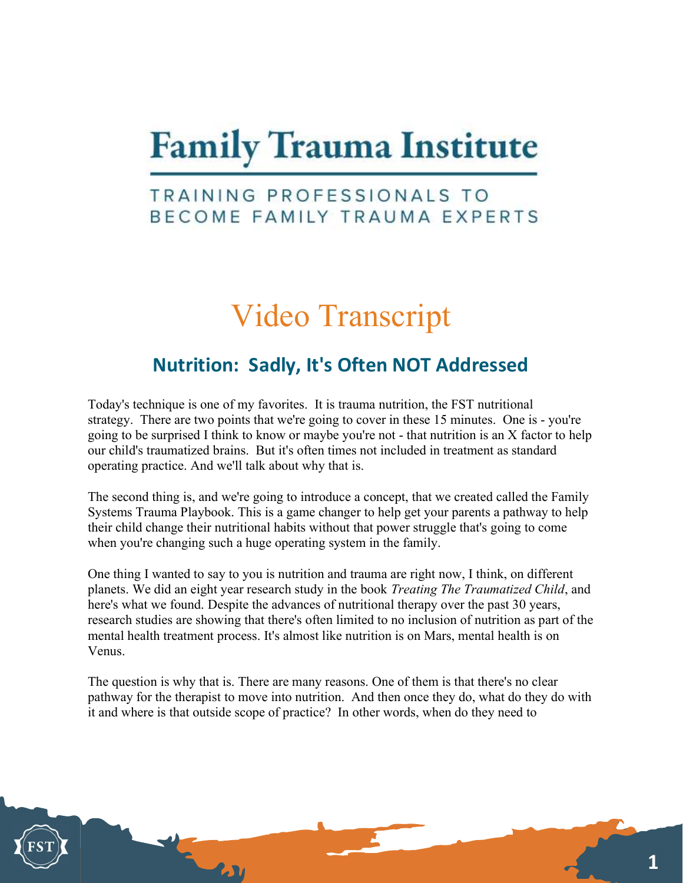# Family Trauma Institute

TRAINING PROFESSIONALS TO BECOME FAMILY TRAUMA EXPERTS

# Video Transcript

## Nutrition: Sadly, It's Often NOT Addressed

Today's technique is one of my favorites. It is trauma nutrition, the FST nutritional strategy. There are two points that we're going to cover in these 15 minutes. One is - you're going to be surprised I think to know or maybe you're not - that nutrition is an X factor to help our child's traumatized brains. But it's often times not included in treatment as standard operating practice. And we'll talk about why that is.

The second thing is, and we're going to introduce a concept, that we created called the Family Systems Trauma Playbook. This is a game changer to help get your parents a pathway to help their child change their nutritional habits without that power struggle that's going to come when you're changing such a huge operating system in the family.

One thing I wanted to say to you is nutrition and trauma are right now, I think, on different planets. We did an eight year research study in the book *Treating The Traumatized Child*, and here's what we found. Despite the advances of nutritional therapy over the past 30 years, research studies are showing that there's often limited to no inclusion of nutrition as part of the mental health treatment process. It's almost like nutrition is on Mars, mental health is on Venus.

The question is why that is. There are many reasons. One of them is that there's no clear pathway for the therapist to move into nutrition. And then once they do, what do they do with it and where is that outside scope of practice? In other words, when do they need to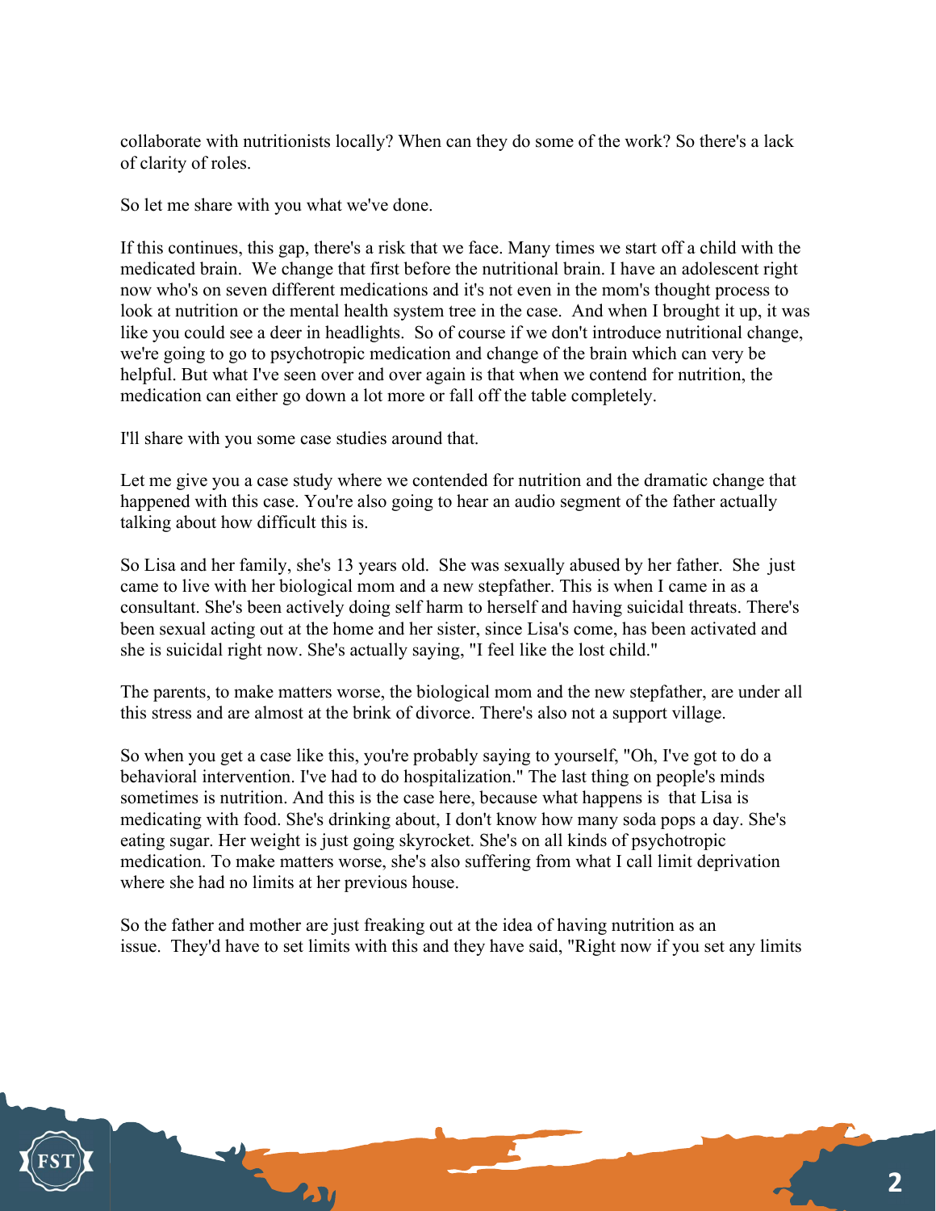collaborate with nutritionists locally? When can they do some of the work? So there's a lack of clarity of roles.

So let me share with you what we've done.

If this continues, this gap, there's a risk that we face. Many times we start off a child with the medicated brain. We change that first before the nutritional brain. I have an adolescent right now who's on seven different medications and it's not even in the mom's thought process to look at nutrition or the mental health system tree in the case. And when I brought it up, it was like you could see a deer in headlights. So of course if we don't introduce nutritional change, we're going to go to psychotropic medication and change of the brain which can very be helpful. But what I've seen over and over again is that when we contend for nutrition, the medication can either go down a lot more or fall off the table completely.

I'll share with you some case studies around that.

Let me give you a case study where we contended for nutrition and the dramatic change that happened with this case. You're also going to hear an audio segment of the father actually talking about how difficult this is.

So Lisa and her family, she's 13 years old. She was sexually abused by her father. She just came to live with her biological mom and a new stepfather. This is when I came in as a consultant. She's been actively doing self harm to herself and having suicidal threats. There's been sexual acting out at the home and her sister, since Lisa's come, has been activated and she is suicidal right now. She's actually saying, "I feel like the lost child."

The parents, to make matters worse, the biological mom and the new stepfather, are under all this stress and are almost at the brink of divorce. There's also not a support village.

So when you get a case like this, you're probably saying to yourself, "Oh, I've got to do a behavioral intervention. I've had to do hospitalization." The last thing on people's minds sometimes is nutrition. And this is the case here, because what happens is that Lisa is medicating with food. She's drinking about, I don't know how many soda pops a day. She's eating sugar. Her weight is just going skyrocket. She's on all kinds of psychotropic medication. To make matters worse, she's also suffering from what I call limit deprivation where she had no limits at her previous house.

So the father and mother are just freaking out at the idea of having nutrition as an issue. They'd have to set limits with this and they have said, "Right now if you set any limits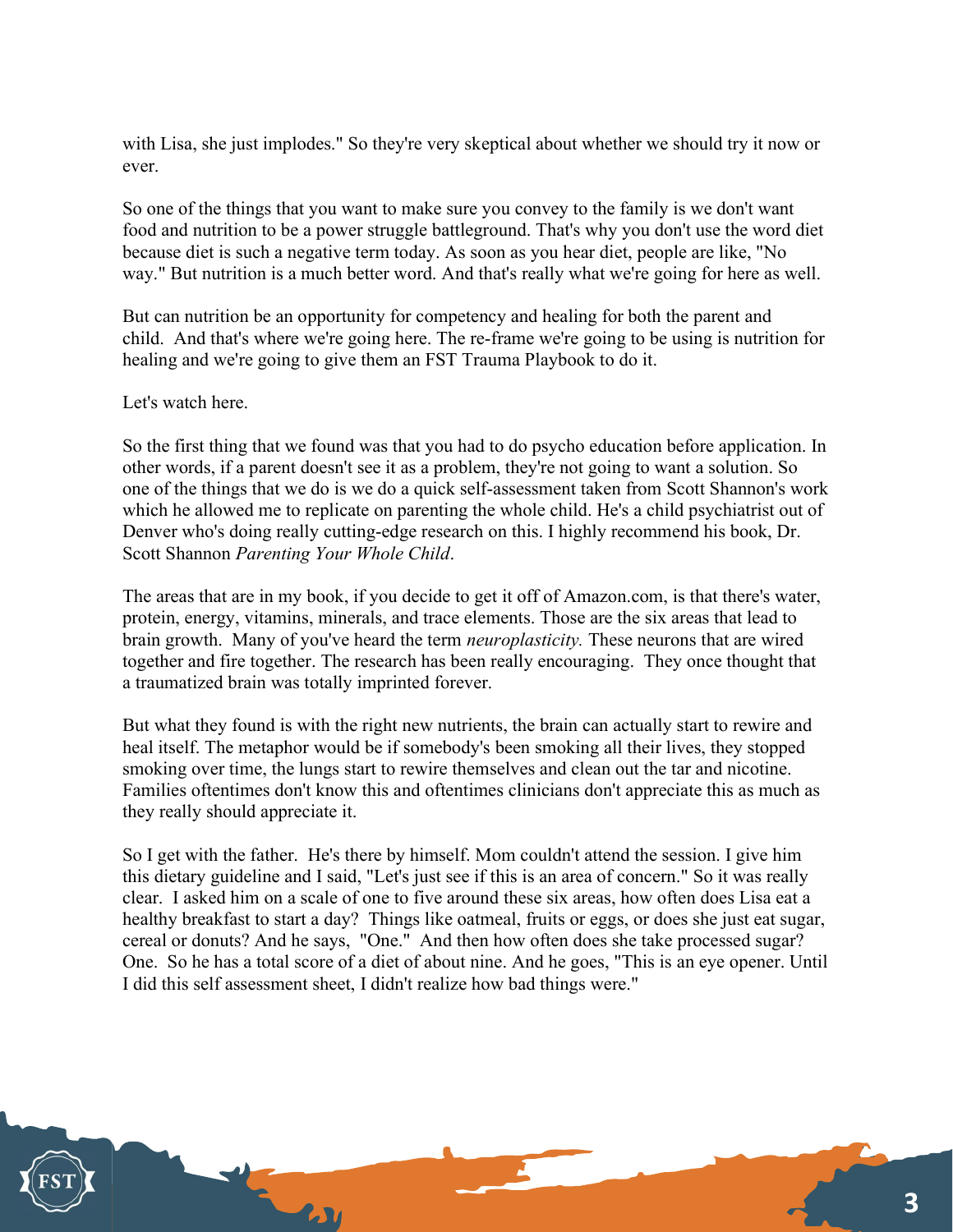with Lisa, she just implodes." So they're very skeptical about whether we should try it now or ever.

So one of the things that you want to make sure you convey to the family is we don't want food and nutrition to be a power struggle battleground. That's why you don't use the word diet because diet is such a negative term today. As soon as you hear diet, people are like, "No way." But nutrition is a much better word. And that's really what we're going for here as well.

But can nutrition be an opportunity for competency and healing for both the parent and child. And that's where we're going here. The re-frame we're going to be using is nutrition for healing and we're going to give them an FST Trauma Playbook to do it.

Let's watch here.

So the first thing that we found was that you had to do psycho education before application. In other words, if a parent doesn't see it as a problem, they're not going to want a solution. So one of the things that we do is we do a quick self-assessment taken from Scott Shannon's work which he allowed me to replicate on parenting the whole child. He's a child psychiatrist out of Denver who's doing really cutting-edge research on this. I highly recommend his book, Dr. Scott Shannon *Parenting Your Whole Child*.

The areas that are in my book, if you decide to get it off of Amazon.com, is that there's water, protein, energy, vitamins, minerals, and trace elements. Those are the six areas that lead to brain growth. Many of you've heard the term *neuroplasticity.* These neurons that are wired together and fire together. The research has been really encouraging. They once thought that a traumatized brain was totally imprinted forever.

But what they found is with the right new nutrients, the brain can actually start to rewire and heal itself. The metaphor would be if somebody's been smoking all their lives, they stopped smoking over time, the lungs start to rewire themselves and clean out the tar and nicotine. Families oftentimes don't know this and oftentimes clinicians don't appreciate this as much as they really should appreciate it.

So I get with the father. He's there by himself. Mom couldn't attend the session. I give him this dietary guideline and I said, "Let's just see if this is an area of concern." So it was really clear. I asked him on a scale of one to five around these six areas, how often does Lisa eat a healthy breakfast to start a day? Things like oatmeal, fruits or eggs, or does she just eat sugar, cereal or donuts? And he says, "One." And then how often does she take processed sugar? One. So he has a total score of a diet of about nine. And he goes, "This is an eye opener. Until I did this self assessment sheet, I didn't realize how bad things were."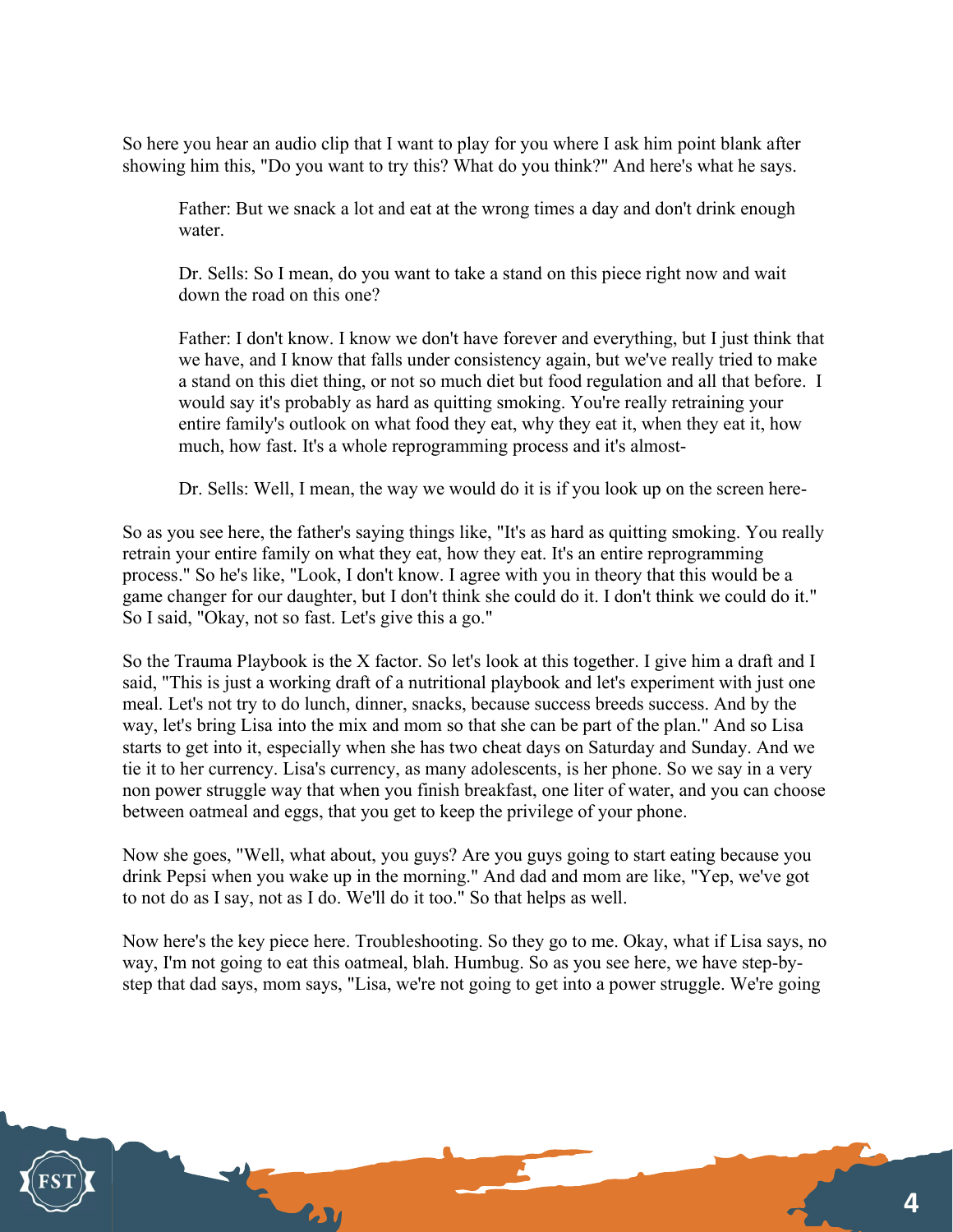So here you hear an audio clip that I want to play for you where I ask him point blank after showing him this, "Do you want to try this? What do you think?" And here's what he says.

> Father: But we snack a lot and eat at the wrong times a day and don't drink enough water.
>
> Dr. Sells: So I mean, do you want to take a stand on this piece right now and wait down the road on this one?
>
> Father: I don't know. I know we don't have forever and everything, but I just think that we have, and I know that falls under consistency again, but we've really tried to make a stand on this diet thing, or not so much diet but food regulation and all that before. I would say it's probably as hard as quitting smoking. You're really retraining your entire family's outlook on what food they eat, why they eat it, when they eat it, how much, how fast. It's a whole reprogramming process and it's almost-
>
> Dr. Sells: Well, I mean, the way we would do it is if you look up on the screen here-

So as you see here, the father's saying things like, "It's as hard as quitting smoking. You really retrain your entire family on what they eat, how they eat. It's an entire reprogramming process." So he's like, "Look, I don't know. I agree with you in theory that this would be a game changer for our daughter, but I don't think she could do it. I don't think we could do it." So I said, "Okay, not so fast. Let's give this a go."

So the Trauma Playbook is the X factor. So let's look at this together. I give him a draft and I said, "This is just a working draft of a nutritional playbook and let's experiment with just one meal. Let's not try to do lunch, dinner, snacks, because success breeds success. And by the way, let's bring Lisa into the mix and mom so that she can be part of the plan." And so Lisa starts to get into it, especially when she has two cheat days on Saturday and Sunday. And we tie it to her currency. Lisa's currency, as many adolescents, is her phone. So we say in a very non power struggle way that when you finish breakfast, one liter of water, and you can choose between oatmeal and eggs, that you get to keep the privilege of your phone.

Now she goes, "Well, what about, you guys? Are you guys going to start eating because you drink Pepsi when you wake up in the morning." And dad and mom are like, "Yep, we've got to not do as I say, not as I do. We'll do it too." So that helps as well.

Now here's the key piece here. Troubleshooting. So they go to me. Okay, what if Lisa says, no way, I'm not going to eat this oatmeal, blah. Humbug. So as you see here, we have step-by-step that dad says, mom says, "Lisa, we're not going to get into a power struggle. We're going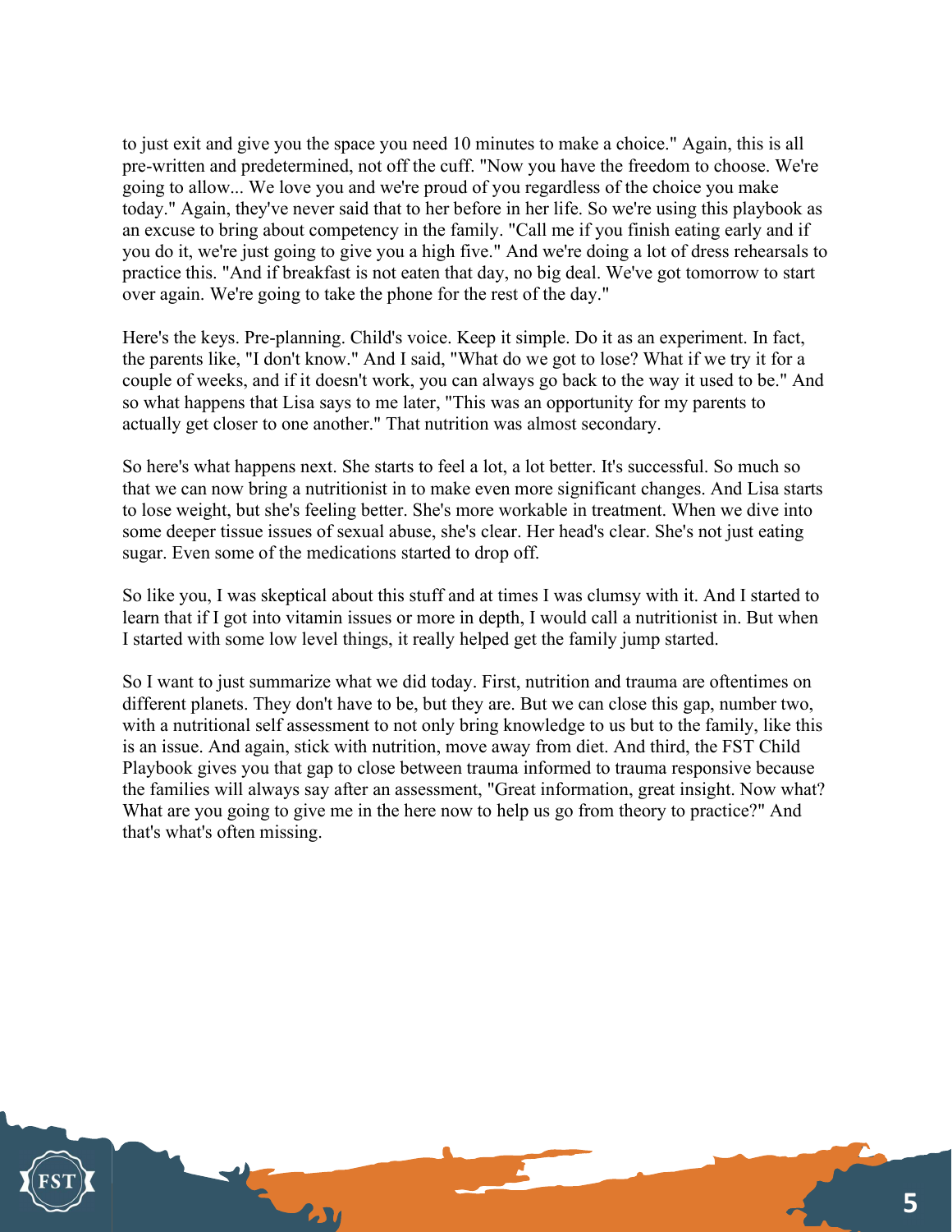to just exit and give you the space you need 10 minutes to make a choice." Again, this is all pre-written and predetermined, not off the cuff. "Now you have the freedom to choose. We're going to allow... We love you and we're proud of you regardless of the choice you make today." Again, they've never said that to her before in her life. So we're using this playbook as an excuse to bring about competency in the family. "Call me if you finish eating early and if you do it, we're just going to give you a high five." And we're doing a lot of dress rehearsals to practice this. "And if breakfast is not eaten that day, no big deal. We've got tomorrow to start over again. We're going to take the phone for the rest of the day."

Here's the keys. Pre-planning. Child's voice. Keep it simple. Do it as an experiment. In fact, the parents like, "I don't know." And I said, "What do we got to lose? What if we try it for a couple of weeks, and if it doesn't work, you can always go back to the way it used to be." And so what happens that Lisa says to me later, "This was an opportunity for my parents to actually get closer to one another." That nutrition was almost secondary.

So here's what happens next. She starts to feel a lot, a lot better. It's successful. So much so that we can now bring a nutritionist in to make even more significant changes. And Lisa starts to lose weight, but she's feeling better. She's more workable in treatment. When we dive into some deeper tissue issues of sexual abuse, she's clear. Her head's clear. She's not just eating sugar. Even some of the medications started to drop off.

So like you, I was skeptical about this stuff and at times I was clumsy with it. And I started to learn that if I got into vitamin issues or more in depth, I would call a nutritionist in. But when I started with some low level things, it really helped get the family jump started.

So I want to just summarize what we did today. First, nutrition and trauma are oftentimes on different planets. They don't have to be, but they are. But we can close this gap, number two, with a nutritional self assessment to not only bring knowledge to us but to the family, like this is an issue. And again, stick with nutrition, move away from diet. And third, the FST Child Playbook gives you that gap to close between trauma informed to trauma responsive because the families will always say after an assessment, "Great information, great insight. Now what? What are you going to give me in the here now to help us go from theory to practice?" And that's what's often missing.